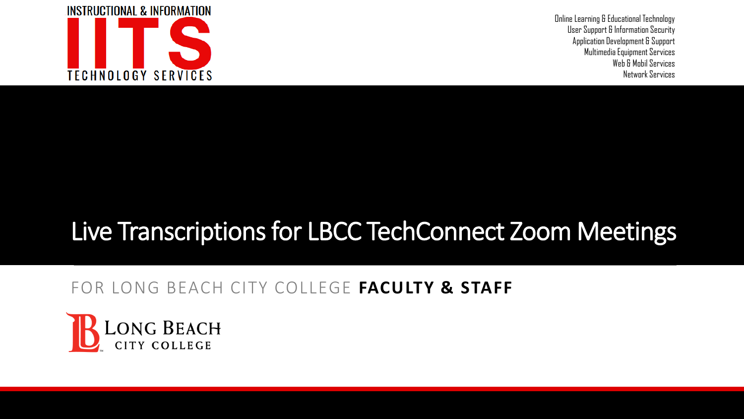INSTRUCTIONAL & INFORMATION

IITS

TECHNOLOGY SERVICES

Online Learning & Educational Technology
User Support & Information Security
Application Development & Support
Multimedia Equipment Services
Web & Mobil Services
Network Services

# Live Transcriptions for LBCC TechConnect Zoom Meetings

FOR LONG BEACH CITY COLLEGE **FACULTY & STAFF**

LONG BEACH CITY COLLEGE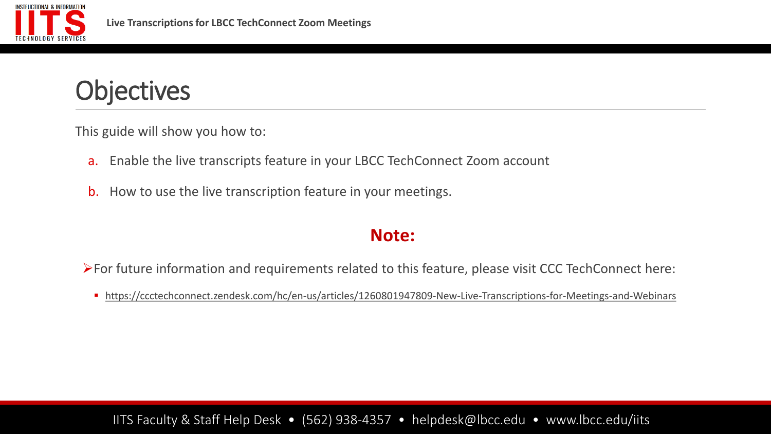# Objectives

This guide will show you how to:

a. Enable the live transcripts feature in your LBCC TechConnect Zoom account

b. How to use the live transcription feature in your meetings.

**Note:**

- For future information and requirements related to this feature, please visit CCC TechConnect here:
  - https://ccctechconnect.zendesk.com/hc/en-us/articles/1260801947809-New-Live-Transcriptions-for-Meetings-and-Webinars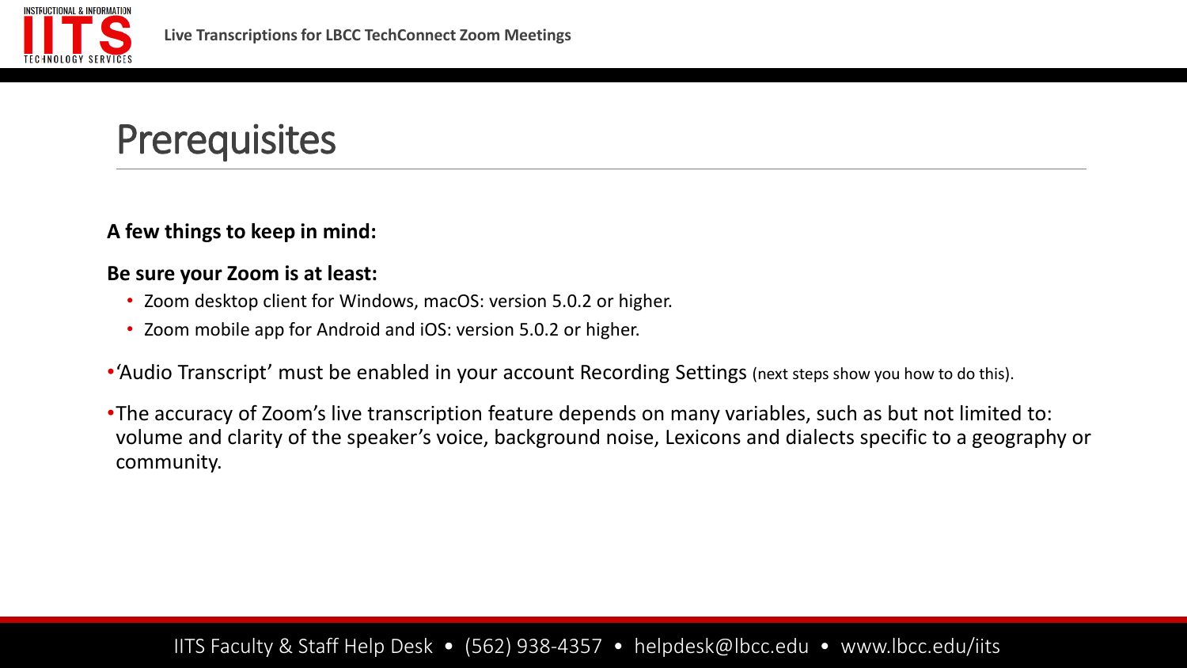# Prerequisites

**A few things to keep in mind:**

**Be sure your Zoom is at least:**

- Zoom desktop client for Windows, macOS: version 5.0.2 or higher.
- Zoom mobile app for Android and iOS: version 5.0.2 or higher.

- 'Audio Transcript' must be enabled in your account Recording Settings (next steps show you how to do this).
- The accuracy of Zoom's live transcription feature depends on many variables, such as but not limited to: volume and clarity of the speaker's voice, background noise, Lexicons and dialects specific to a geography or community.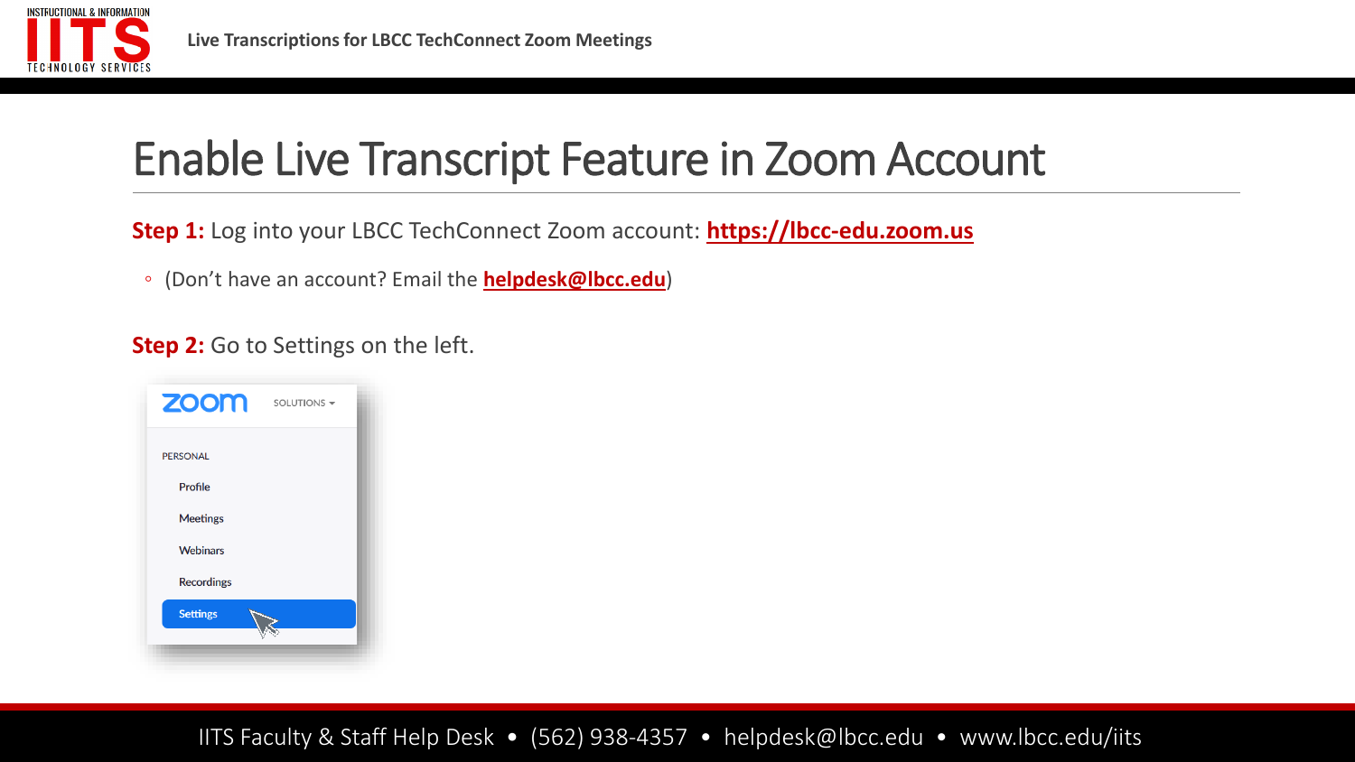# Enable Live Transcript Feature in Zoom Account

**Step 1:** Log into your LBCC TechConnect Zoom account: **https://lbcc-edu.zoom.us**

- (Don't have an account? Email the **helpdesk@lbcc.edu**)

**Step 2:** Go to Settings on the left.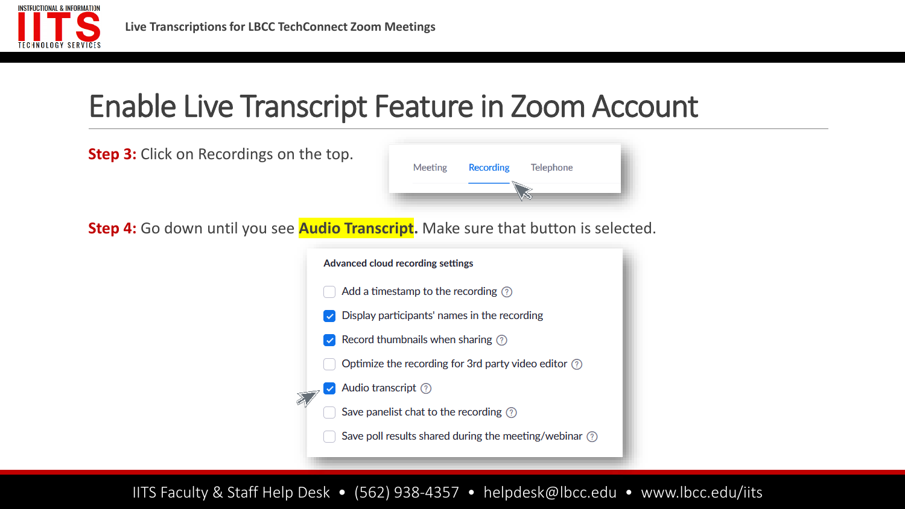# Enable Live Transcript Feature in Zoom Account

**Step 3:** Click on Recordings on the top.

Meeting | Recording | Telephone

**Step 4:** Go down until you see **Audio Transcript**. Make sure that button is selected.

**Advanced cloud recording settings**

- [ ] Add a timestamp to the recording
- [x] Display participants' names in the recording
- [x] Record thumbnails when sharing
- [ ] Optimize the recording for 3rd party video editor
- [x] Audio transcript
- [ ] Save panelist chat to the recording
- [ ] Save poll results shared during the meeting/webinar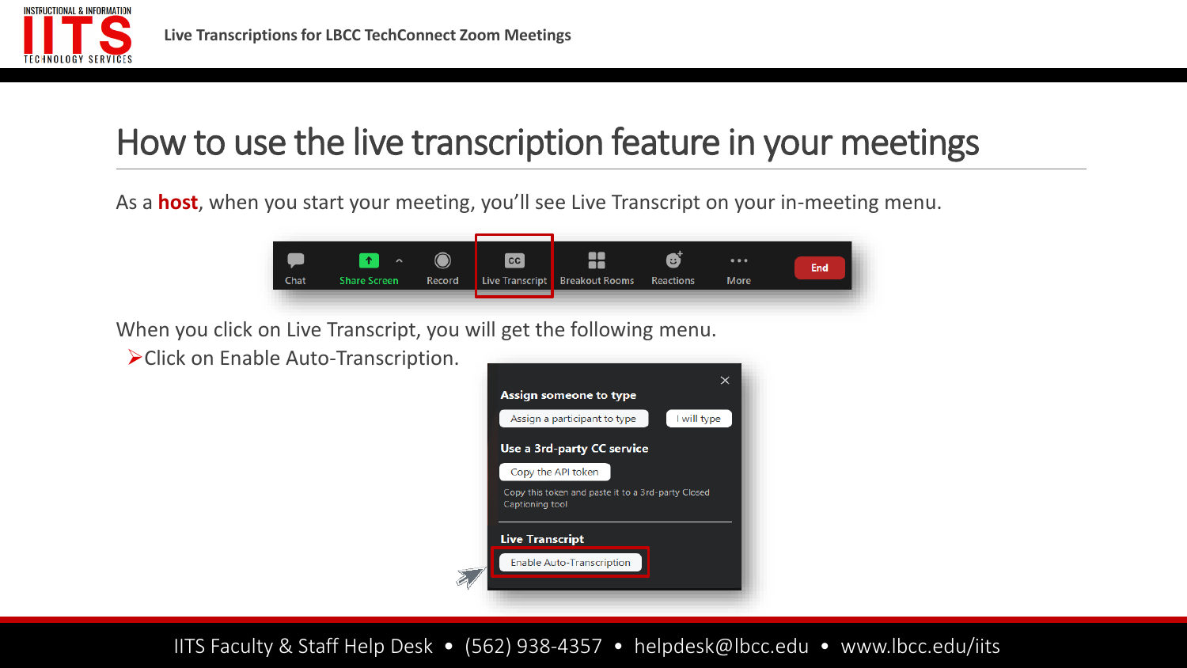# How to use the live transcription feature in your meetings

As a **host**, when you start your meeting, you'll see Live Transcript on your in-meeting menu.

When you click on Live Transcript, you will get the following menu.

- Click on Enable Auto-Transcription.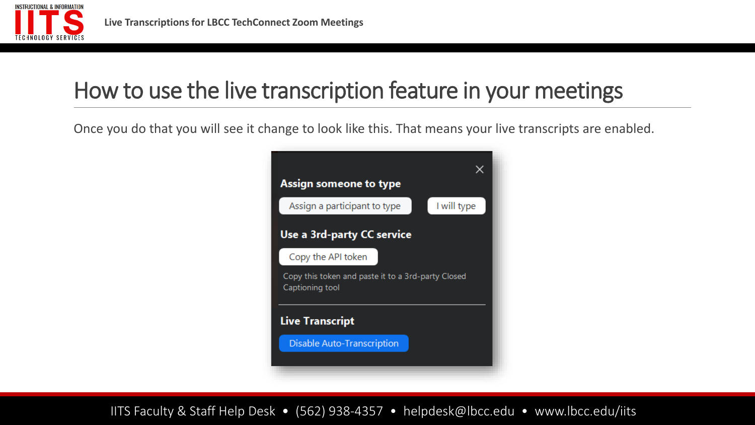# How to use the live transcription feature in your meetings

Once you do that you will see it change to look like this. That means your live transcripts are enabled.

**Assign someone to type**

Assign a participant to type | I will type

**Use a 3rd-party CC service**

Copy the API token

Copy this token and paste it to a 3rd-party Closed Captioning tool

**Live Transcript**

Disable Auto-Transcription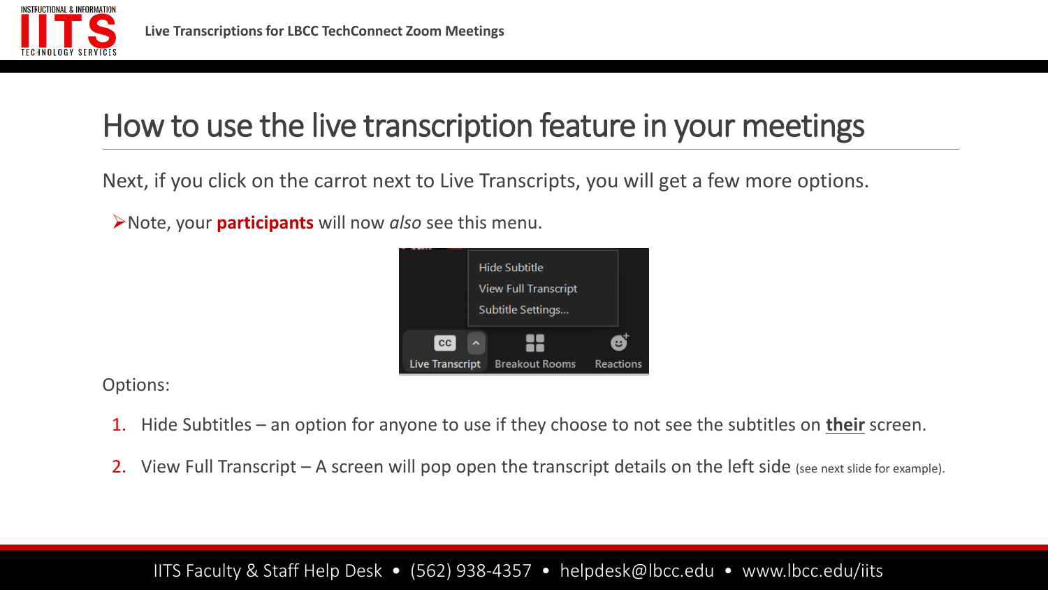# How to use the live transcription feature in your meetings

Next, if you click on the carrot next to Live Transcripts, you will get a few more options.

- Note, your **participants** will now *also* see this menu.

Options:

1. Hide Subtitles – an option for anyone to use if they choose to not see the subtitles on **their** screen.
2. View Full Transcript – A screen will pop open the transcript details on the left side (see next slide for example).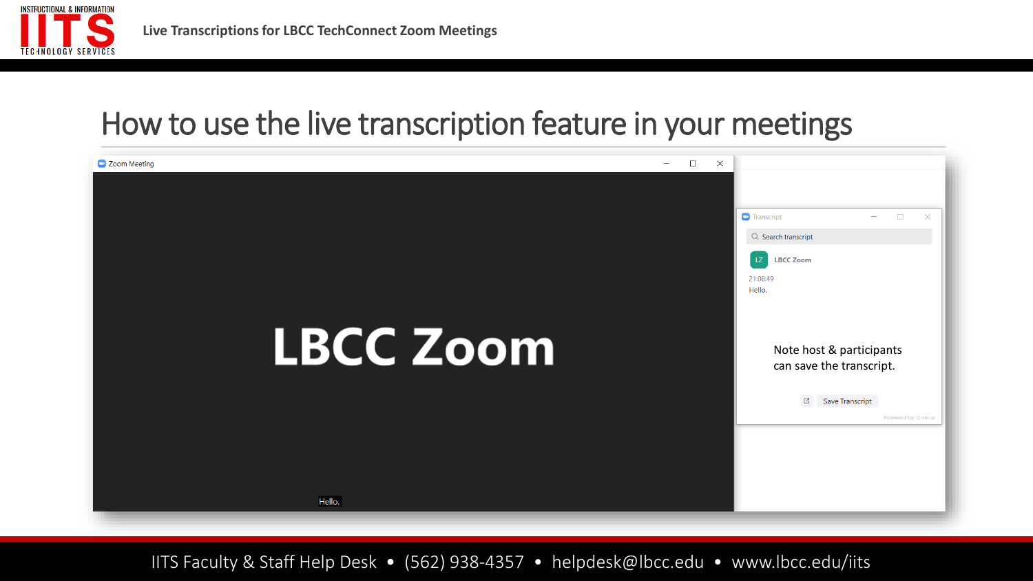# How to use the live transcription feature in your meetings

Note host & participants can save the transcript.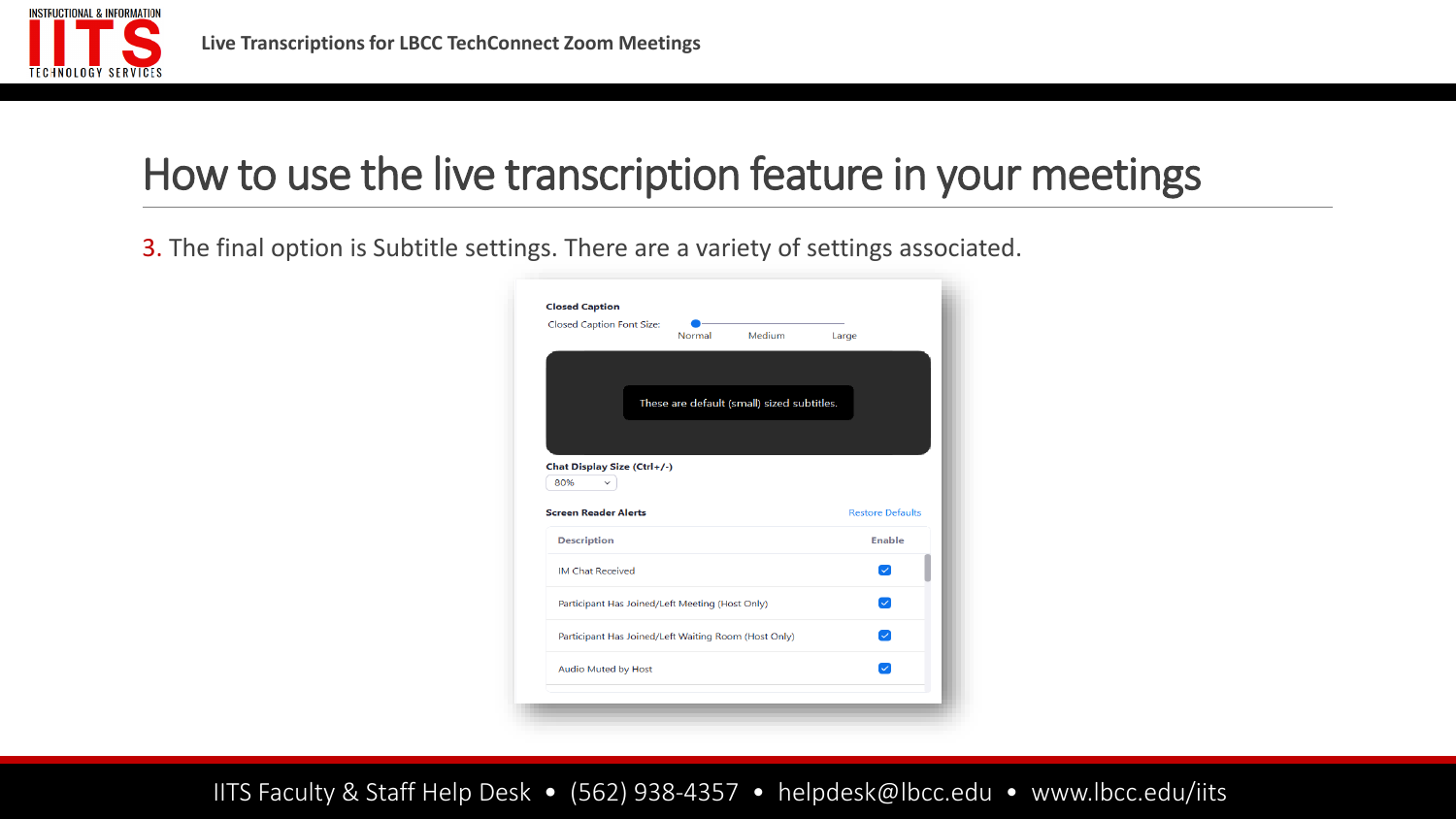# How to use the live transcription feature in your meetings

3. The final option is Subtitle settings. There are a variety of settings associated.

**Closed Caption**

Closed Caption Font Size: Normal Medium Large

These are default (small) sized subtitles.

**Chat Display Size (Ctrl+/-)**

80%

**Screen Reader Alerts** Restore Defaults

| Description | Enable |
| --- | --- |
| IM Chat Received | ☑ |
| Participant Has Joined/Left Meeting (Host Only) | ☑ |
| Participant Has Joined/Left Waiting Room (Host Only) | ☑ |
| Audio Muted by Host | ☑ |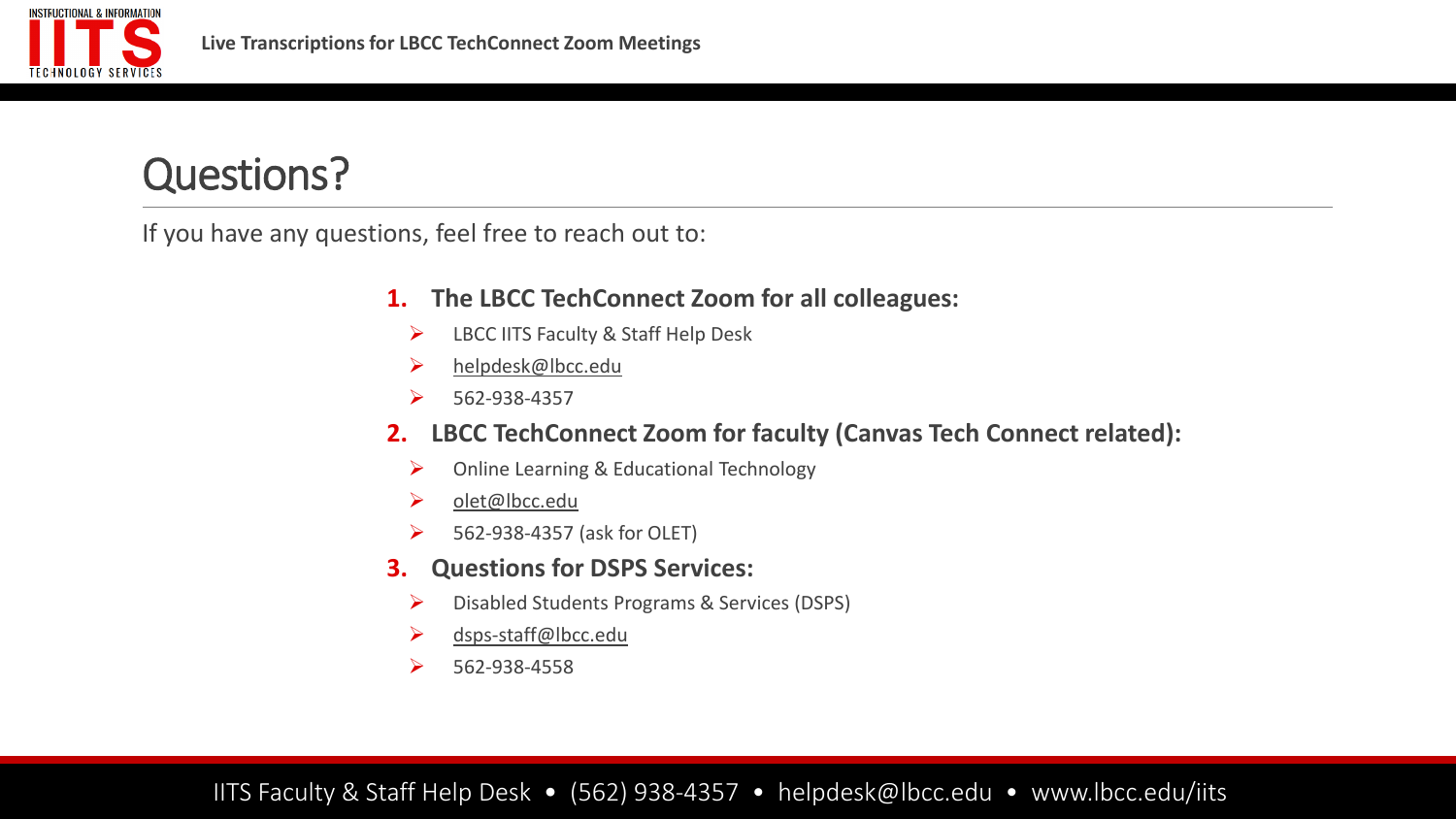# Questions?

If you have any questions, feel free to reach out to:

1. **The LBCC TechConnect Zoom for all colleagues:**
   - LBCC IITS Faculty & Staff Help Desk
   - helpdesk@lbcc.edu
   - 562-938-4357
2. **LBCC TechConnect Zoom for faculty (Canvas Tech Connect related):**
   - Online Learning & Educational Technology
   - olet@lbcc.edu
   - 562-938-4357 (ask for OLET)
3. **Questions for DSPS Services:**
   - Disabled Students Programs & Services (DSPS)
   - dsps-staff@lbcc.edu
   - 562-938-4558